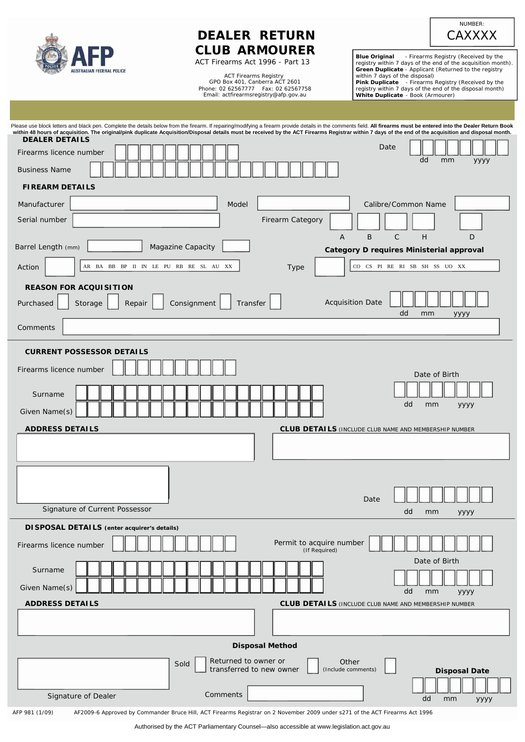AFP
AUSTRALIAN FEDERAL POLICE

# DEALER RETURN CLUB ARMOURER

ACT Firearms Act 1996 - Part 13

ACT Firearms Registry
GPO Box 401, Canberra ACT 2601
Phone: 02 62567777 Fax: 02 62567758
Email: actfirearmsregistry@afp.gov.au

NUMBER:
CAXXXX

**Blue Original** - Firearms Registry (Received by the registry within 7 days of the end of the acquisition month).
**Green Duplicate** - Applicant (Returned to the registry within 7 days of the disposal)
**Pink Duplicate** - Firearms Registry (Received by the registry within 7 days of the end of the disposal month)
**White Duplicate** - Book (Armourer)

Please use block letters and black pen. Complete the details below from the firearm. If repairing/modifying a firearm provide details in the comments field. **All firearms must be entered into the Dealer Return Book within 48 hours of acquisition. The original/pink duplicate Acquisition/Disposal details must be received by the ACT Firearms Registrar within 7 days of the end of the acquisition and disposal month.**

## DEALER DETAILS

Firearms licence number

Date (dd mm yyyy)

Business Name

## FIREARM DETAILS

Manufacturer

Model

Calibre/Common Name

Serial number

Firearm Category: A B C H D

Barrel Length (mm)

Magazine Capacity

**Category D requires Ministerial approval**

Action: AR BA BB BP II IN LE PU RB RE SL AU XX

Type: CO CS PI RE RI SB SH SS UO XX

## REASON FOR ACQUISITION

Purchased ☐ Storage ☐ Repair ☐ Consignment ☐ Transfer ☐

Acquisition Date (dd mm yyyy)

Comments

## CURRENT POSSESSOR DETAILS

Firearms licence number

Date of Birth (dd mm yyyy)

Surname

Given Name(s)

## ADDRESS DETAILS

## CLUB DETAILS (INCLUDE CLUB NAME AND MEMBERSHIP NUMBER

Signature of Current Possessor

Date (dd mm yyyy)

## DISPOSAL DETAILS (enter acquirer's details)

Firearms licence number

Permit to acquire number (If Required)

Date of Birth (dd mm yyyy)

Surname

Given Name(s)

## ADDRESS DETAILS

## CLUB DETAILS (INCLUDE CLUB NAME AND MEMBERSHIP NUMBER

**Disposal Method**

Sold ☐ Returned to owner or transferred to new owner ☐ Other (Include comments) ☐

**Disposal Date** (dd mm yyyy)

Signature of Dealer

Comments

AFP 981 (1/09) AF2009-6 Approved by Commander Bruce Hill, ACT Firearms Registrar on 2 November 2009 under s271 of the ACT Firearms Act 1996

Authorised by the ACT Parliamentary Counsel—also accessible at www.legislation.act.gov.au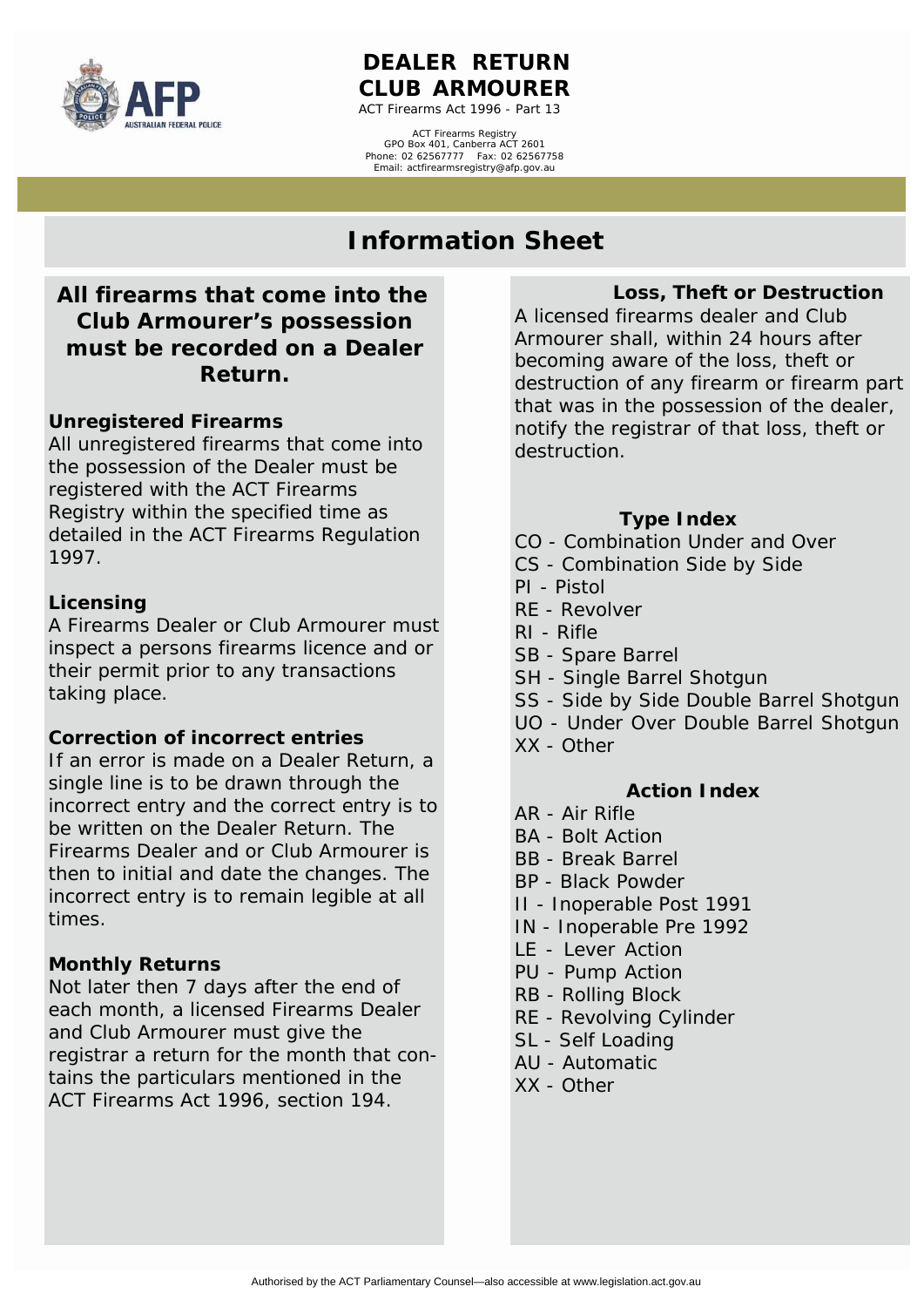# DEALER RETURN
# CLUB ARMOURER

ACT Firearms Act 1996 - Part 13

ACT Firearms Registry
GPO Box 401, Canberra ACT 2601
Phone: 02 62567777 Fax: 02 62567758
Email: actfirearmsregistry@afp.gov.au

## Information Sheet

### All firearms that come into the Club Armourer's possession must be recorded on a Dealer Return.

**Unregistered Firearms**

All unregistered firearms that come into the possession of the Dealer must be registered with the ACT Firearms Registry within the specified time as detailed in the ACT Firearms Regulation 1997.

**Licensing**

A Firearms Dealer or Club Armourer must inspect a persons firearms licence and or their permit prior to any transactions taking place.

**Correction of incorrect entries**

If an error is made on a Dealer Return, a single line is to be drawn through the incorrect entry and the correct entry is to be written on the Dealer Return. The Firearms Dealer and or Club Armourer is then to initial and date the changes. The incorrect entry is to remain legible at all times.

**Monthly Returns**

Not later then 7 days after the end of each month, a licensed Firearms Dealer and Club Armourer must give the registrar a return for the month that contains the particulars mentioned in the ACT Firearms Act 1996, section 194.

**Loss, Theft or Destruction**

A licensed firearms dealer and Club Armourer shall, within 24 hours after becoming aware of the loss, theft or destruction of any firearm or firearm part that was in the possession of the dealer, notify the registrar of that loss, theft or destruction.

**Type Index**

CO - Combination Under and Over
CS - Combination Side by Side
PI - Pistol
RE - Revolver
RI - Rifle
SB - Spare Barrel
SH - Single Barrel Shotgun
SS - Side by Side Double Barrel Shotgun
UO - Under Over Double Barrel Shotgun
XX - Other

**Action Index**

AR - Air Rifle
BA - Bolt Action
BB - Break Barrel
BP - Black Powder
II - Inoperable Post 1991
IN - Inoperable Pre 1992
LE - Lever Action
PU - Pump Action
RB - Rolling Block
RE - Revolving Cylinder
SL - Self Loading
AU - Automatic
XX - Other